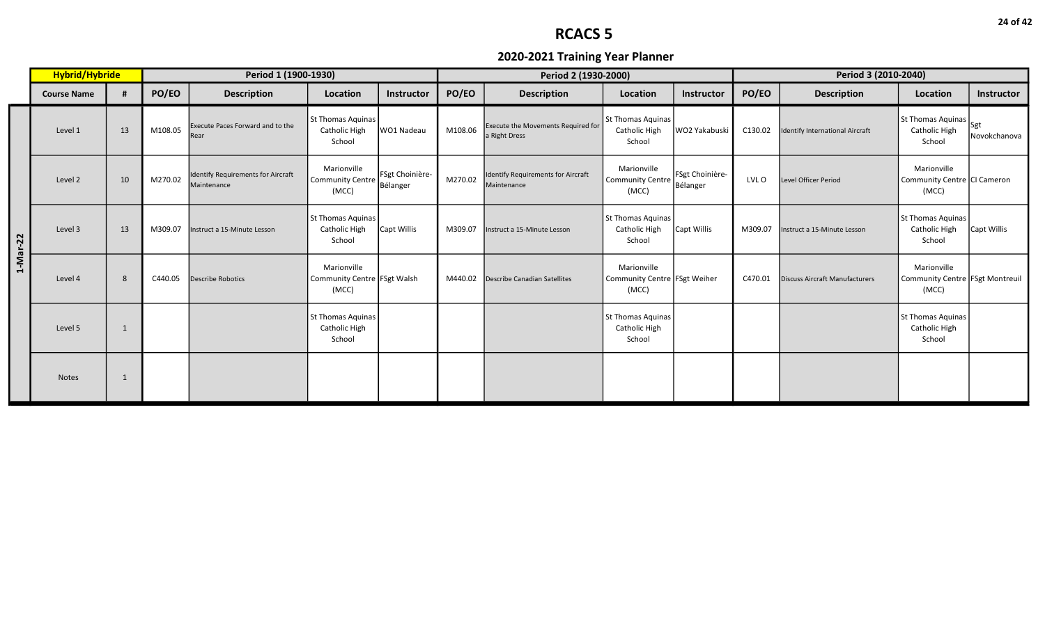# RCACS 5

## 2020-2021 Training Year Planner

| | Hybrid/Hybride | | Period 1 (1900-1930) | | | | Period 2 (1930-2000) | | | | Period 3 (2010-2040) | | | |
|---|---|---|---|---|---|---|---|---|---|---|---|---|---|---|
| | Course Name | # | PO/EO | Description | Location | Instructor | PO/EO | Description | Location | Instructor | PO/EO | Description | Location | Instructor |
| 1-Mar-22 | Level 1 | 13 | M108.05 | Execute Paces Forward and to the Rear | St Thomas Aquinas Catholic High School | WO1 Nadeau | M108.06 | Execute the Movements Required for a Right Dress | St Thomas Aquinas Catholic High School | WO2 Yakabuski | C130.02 | Identify International Aircraft | St Thomas Aquinas Catholic High School | Sgt Novokchanova |
| | Level 2 | 10 | M270.02 | Identify Requirements for Aircraft Maintenance | Marionville Community Centre (MCC) | FSgt Choinière-Bélanger | M270.02 | Identify Requirements for Aircraft Maintenance | Marionville Community Centre (MCC) | FSgt Choinière-Bélanger | LVL O | Level Officer Period | Marionville Community Centre (MCC) | CI Cameron |
| | Level 3 | 13 | M309.07 | Instruct a 15-Minute Lesson | St Thomas Aquinas Catholic High School | Capt Willis | M309.07 | Instruct a 15-Minute Lesson | St Thomas Aquinas Catholic High School | Capt Willis | M309.07 | Instruct a 15-Minute Lesson | St Thomas Aquinas Catholic High School | Capt Willis |
| | Level 4 | 8 | C440.05 | Describe Robotics | Marionville Community Centre (MCC) | FSgt Walsh | M440.02 | Describe Canadian Satellites | Marionville Community Centre (MCC) | FSgt Weiher | C470.01 | Discuss Aircraft Manufacturers | Marionville Community Centre (MCC) | FSgt Montreuil |
| | Level 5 | 1 | | | St Thomas Aquinas Catholic High School | | | | St Thomas Aquinas Catholic High School | | | | St Thomas Aquinas Catholic High School | |
| | Notes | 1 | | | | | | | | | | | | |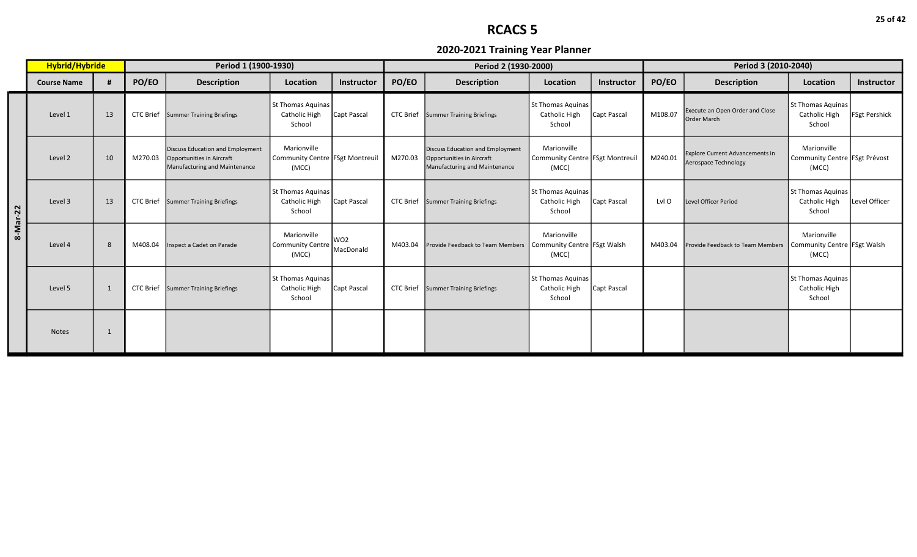# RCACS 5

## 2020-2021 Training Year Planner

| | Hybrid/Hybride | | Period 1 (1900-1930) | | | | Period 2 (1930-2000) | | | | Period 3 (2010-2040) | | | |
|---|---|---|---|---|---|---|---|---|---|---|---|---|---|---|
| | Course Name | # | PO/EO | Description | Location | Instructor | PO/EO | Description | Location | Instructor | PO/EO | Description | Location | Instructor |
| 8-Mar-22 | Level 1 | 13 | CTC Brief | Summer Training Briefings | St Thomas Aquinas Catholic High School | Capt Pascal | CTC Brief | Summer Training Briefings | St Thomas Aquinas Catholic High School | Capt Pascal | M108.07 | Execute an Open Order and Close Order March | St Thomas Aquinas Catholic High School | FSgt Pershick |
| | Level 2 | 10 | M270.03 | Discuss Education and Employment Opportunities in Aircraft Manufacturing and Maintenance | Marionville Community Centre (MCC) | FSgt Montreuil | M270.03 | Discuss Education and Employment Opportunities in Aircraft Manufacturing and Maintenance | Marionville Community Centre (MCC) | FSgt Montreuil | M240.01 | Explore Current Advancements in Aerospace Technology | Marionville Community Centre (MCC) | FSgt Prévost |
| | Level 3 | 13 | CTC Brief | Summer Training Briefings | St Thomas Aquinas Catholic High School | Capt Pascal | CTC Brief | Summer Training Briefings | St Thomas Aquinas Catholic High School | Capt Pascal | Lvl O | Level Officer Period | St Thomas Aquinas Catholic High School | Level Officer |
| | Level 4 | 8 | M408.04 | Inspect a Cadet on Parade | Marionville Community Centre (MCC) | WO2 MacDonald | M403.04 | Provide Feedback to Team Members | Marionville Community Centre (MCC) | FSgt Walsh | M403.04 | Provide Feedback to Team Members | Marionville Community Centre (MCC) | FSgt Walsh |
| | Level 5 | 1 | CTC Brief | Summer Training Briefings | St Thomas Aquinas Catholic High School | Capt Pascal | CTC Brief | Summer Training Briefings | St Thomas Aquinas Catholic High School | Capt Pascal | | | St Thomas Aquinas Catholic High School | |
| | Notes | 1 | | | | | | | | | | | | |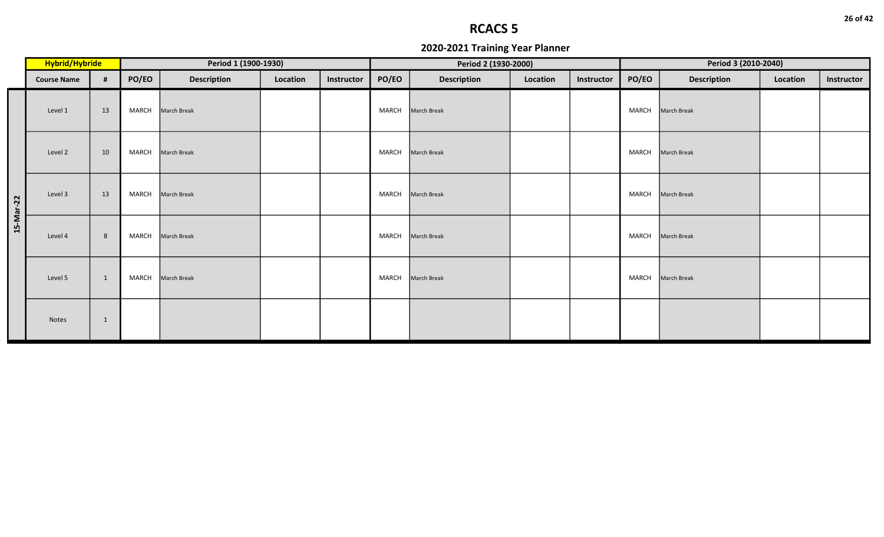# RCACS 5

## 2020-2021 Training Year Planner

| | Hybrid/Hybride | | Period 1 (1900-1930) | | | | Period 2 (1930-2000) | | | | Period 3 (2010-2040) | | | |
|---|---|---|---|---|---|---|---|---|---|---|---|---|---|---|
| | **Course Name** | **#** | **PO/EO** | **Description** | **Location** | **Instructor** | **PO/EO** | **Description** | **Location** | **Instructor** | **PO/EO** | **Description** | **Location** | **Instructor** |
| 15-Mar-22 | Level 1 | 13 | MARCH | March Break | | | MARCH | March Break | | | MARCH | March Break | | |
| | Level 2 | 10 | MARCH | March Break | | | MARCH | March Break | | | MARCH | March Break | | |
| | Level 3 | 13 | MARCH | March Break | | | MARCH | March Break | | | MARCH | March Break | | |
| | Level 4 | 8 | MARCH | March Break | | | MARCH | March Break | | | MARCH | March Break | | |
| | Level 5 | 1 | MARCH | March Break | | | MARCH | March Break | | | MARCH | March Break | | |
| | Notes | 1 | | | | | | | | | | | | |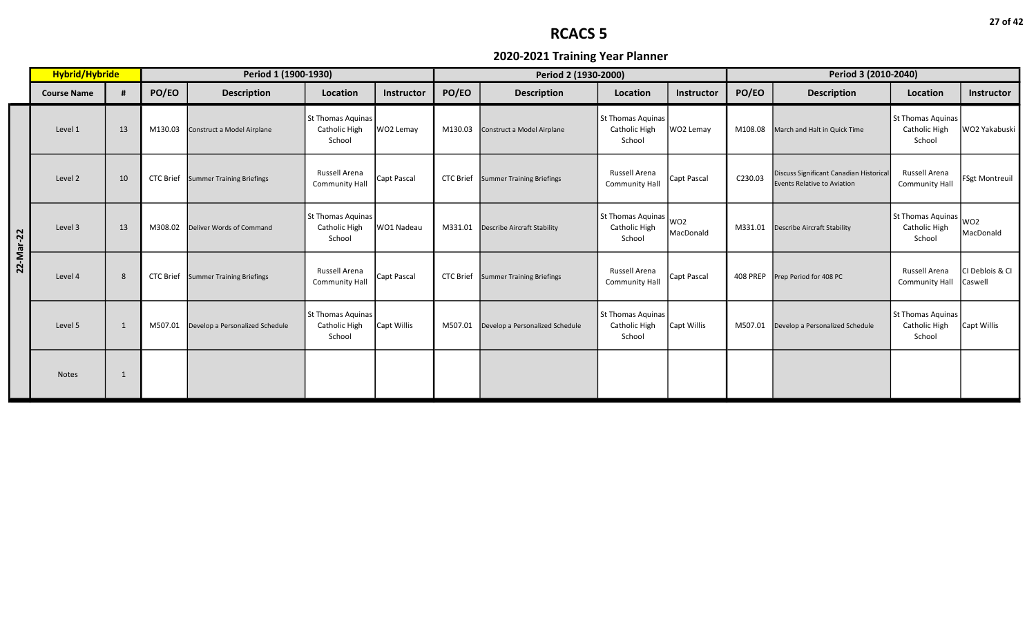# RCACS 5

## 2020-2021 Training Year Planner

| | Hybrid/Hybride | | Period 1 (1900-1930) | | | | Period 2 (1930-2000) | | | | Period 3 (2010-2040) | | | |
|---|---|---|---|---|---|---|---|---|---|---|---|---|---|---|
| | Course Name | # | PO/EO | Description | Location | Instructor | PO/EO | Description | Location | Instructor | PO/EO | Description | Location | Instructor |
| 22-Mar-22 | Level 1 | 13 | M130.03 | Construct a Model Airplane | St Thomas Aquinas Catholic High School | WO2 Lemay | M130.03 | Construct a Model Airplane | St Thomas Aquinas Catholic High School | WO2 Lemay | M108.08 | March and Halt in Quick Time | St Thomas Aquinas Catholic High School | WO2 Yakabuski |
| | Level 2 | 10 | CTC Brief | Summer Training Briefings | Russell Arena Community Hall | Capt Pascal | CTC Brief | Summer Training Briefings | Russell Arena Community Hall | Capt Pascal | C230.03 | Discuss Significant Canadian Historical Events Relative to Aviation | Russell Arena Community Hall | FSgt Montreuil |
| | Level 3 | 13 | M308.02 | Deliver Words of Command | St Thomas Aquinas Catholic High School | WO1 Nadeau | M331.01 | Describe Aircraft Stability | St Thomas Aquinas Catholic High School | WO2 MacDonald | M331.01 | Describe Aircraft Stability | St Thomas Aquinas Catholic High School | WO2 MacDonald |
| | Level 4 | 8 | CTC Brief | Summer Training Briefings | Russell Arena Community Hall | Capt Pascal | CTC Brief | Summer Training Briefings | Russell Arena Community Hall | Capt Pascal | 408 PREP | Prep Period for 408 PC | Russell Arena Community Hall | CI Deblois & CI Caswell |
| | Level 5 | 1 | M507.01 | Develop a Personalized Schedule | St Thomas Aquinas Catholic High School | Capt Willis | M507.01 | Develop a Personalized Schedule | St Thomas Aquinas Catholic High School | Capt Willis | M507.01 | Develop a Personalized Schedule | St Thomas Aquinas Catholic High School | Capt Willis |
| | Notes | 1 | | | | | | | | | | | | |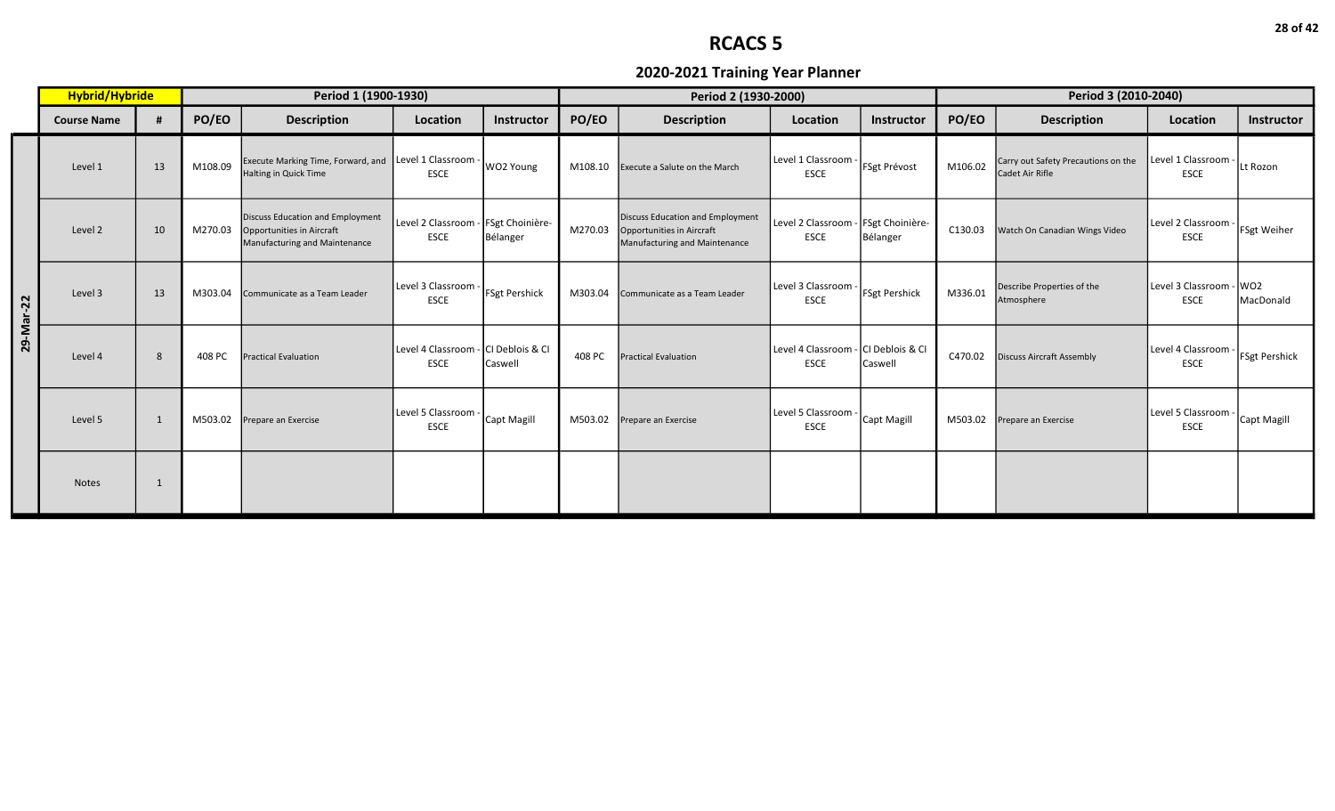# RCACS 5

## 2020-2021 Training Year Planner

| | Hybrid/Hybride | | Period 1 (1900-1930) | | | | Period 2 (1930-2000) | | | | Period 3 (2010-2040) | | | |
|---|---|---|---|---|---|---|---|---|---|---|---|---|---|---|
| | **Course Name** | **#** | **PO/EO** | **Description** | **Location** | **Instructor** | **PO/EO** | **Description** | **Location** | **Instructor** | **PO/EO** | **Description** | **Location** | **Instructor** |
| 29-Mar-22 | Level 1 | 13 | M108.09 | Execute Marking Time, Forward, and Halting in Quick Time | Level 1 Classroom - ESCE | WO2 Young | M108.10 | Execute a Salute on the March | Level 1 Classroom - ESCE | FSgt Prévost | M106.02 | Carry out Safety Precautions on the Cadet Air Rifle | Level 1 Classroom - ESCE | Lt Rozon |
| | Level 2 | 10 | M270.03 | Discuss Education and Employment Opportunities in Aircraft Manufacturing and Maintenance | Level 2 Classroom - ESCE | FSgt Choinière-Bélanger | M270.03 | Discuss Education and Employment Opportunities in Aircraft Manufacturing and Maintenance | Level 2 Classroom - ESCE | FSgt Choinière-Bélanger | C130.03 | Watch On Canadian Wings Video | Level 2 Classroom - ESCE | FSgt Weiher |
| | Level 3 | 13 | M303.04 | Communicate as a Team Leader | Level 3 Classroom - ESCE | FSgt Pershick | M303.04 | Communicate as a Team Leader | Level 3 Classroom - ESCE | FSgt Pershick | M336.01 | Describe Properties of the Atmosphere | Level 3 Classroom - ESCE | WO2 MacDonald |
| | Level 4 | 8 | 408 PC | Practical Evaluation | Level 4 Classroom - ESCE | CI Deblois & CI Caswell | 408 PC | Practical Evaluation | Level 4 Classroom - ESCE | CI Deblois & CI Caswell | C470.02 | Discuss Aircraft Assembly | Level 4 Classroom - ESCE | FSgt Pershick |
| | Level 5 | 1 | M503.02 | Prepare an Exercise | Level 5 Classroom - ESCE | Capt Magill | M503.02 | Prepare an Exercise | Level 5 Classroom - ESCE | Capt Magill | M503.02 | Prepare an Exercise | Level 5 Classroom - ESCE | Capt Magill |
| | Notes | 1 | | | | | | | | | | | | |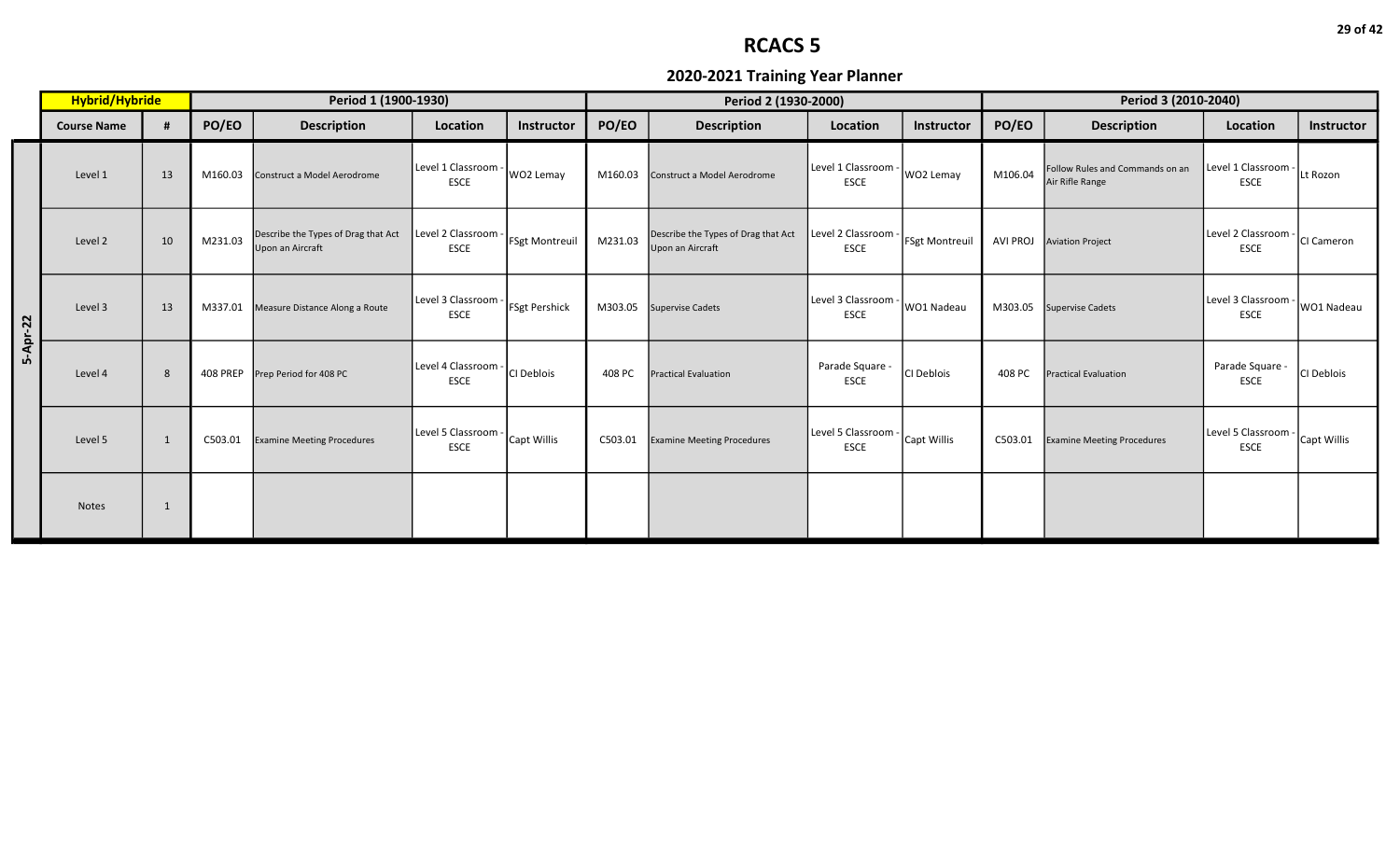# RCACS 5

## 2020-2021 Training Year Planner

| | Hybrid/Hybride | | Period 1 (1900-1930) | | | | Period 2 (1930-2000) | | | | Period 3 (2010-2040) | | | |
|---|---|---|---|---|---|---|---|---|---|---|---|---|---|---|
| | Course Name | # | PO/EO | Description | Location | Instructor | PO/EO | Description | Location | Instructor | PO/EO | Description | Location | Instructor |
| 5-Apr-22 | Level 1 | 13 | M160.03 | Construct a Model Aerodrome | Level 1 Classroom - ESCE | WO2 Lemay | M160.03 | Construct a Model Aerodrome | Level 1 Classroom - ESCE | WO2 Lemay | M106.04 | Follow Rules and Commands on an Air Rifle Range | Level 1 Classroom - ESCE | Lt Rozon |
| | Level 2 | 10 | M231.03 | Describe the Types of Drag that Act Upon an Aircraft | Level 2 Classroom - ESCE | FSgt Montreuil | M231.03 | Describe the Types of Drag that Act Upon an Aircraft | Level 2 Classroom - ESCE | FSgt Montreuil | AVI PROJ | Aviation Project | Level 2 Classroom - ESCE | CI Cameron |
| | Level 3 | 13 | M337.01 | Measure Distance Along a Route | Level 3 Classroom - ESCE | FSgt Pershick | M303.05 | Supervise Cadets | Level 3 Classroom - ESCE | WO1 Nadeau | M303.05 | Supervise Cadets | Level 3 Classroom - ESCE | WO1 Nadeau |
| | Level 4 | 8 | 408 PREP | Prep Period for 408 PC | Level 4 Classroom - ESCE | CI Deblois | 408 PC | Practical Evaluation | Parade Square - ESCE | CI Deblois | 408 PC | Practical Evaluation | Parade Square - ESCE | CI Deblois |
| | Level 5 | 1 | C503.01 | Examine Meeting Procedures | Level 5 Classroom - ESCE | Capt Willis | C503.01 | Examine Meeting Procedures | Level 5 Classroom - ESCE | Capt Willis | C503.01 | Examine Meeting Procedures | Level 5 Classroom - ESCE | Capt Willis |
| | Notes | 1 | | | | | | | | | | | | |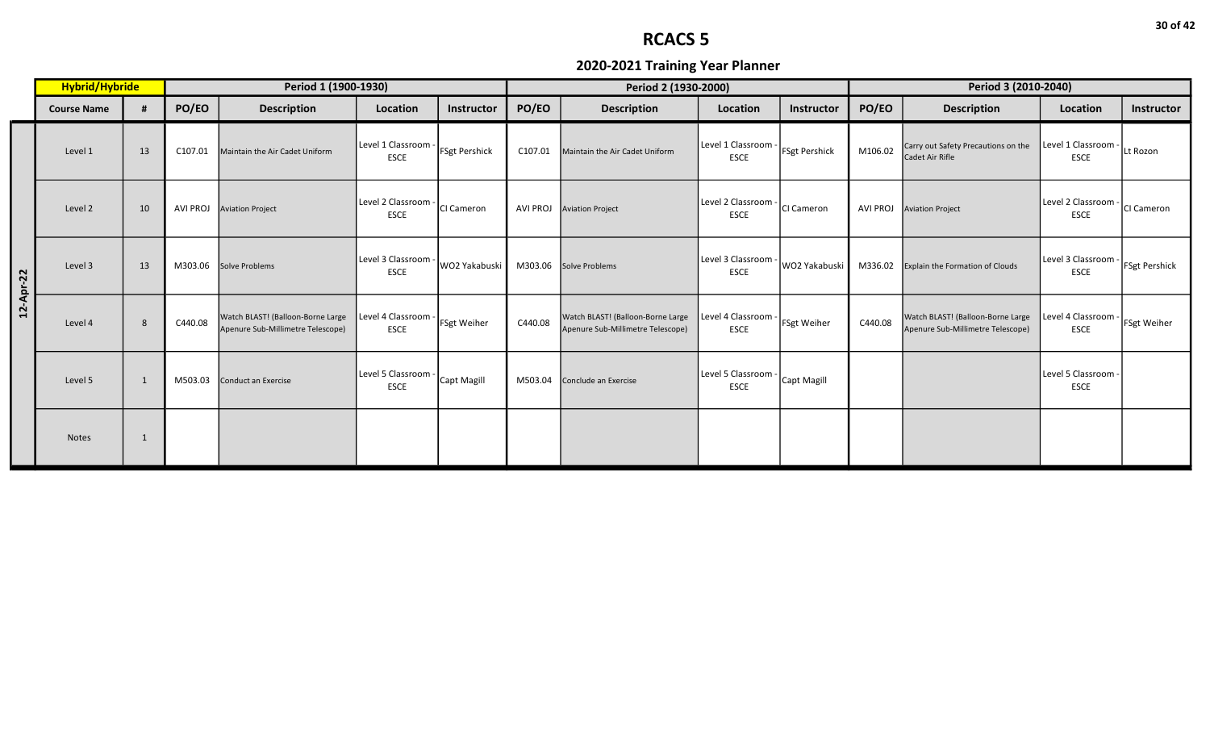# RCACS 5

## 2020-2021 Training Year Planner

| | Hybrid/Hybride | | Period 1 (1900-1930) | | | | Period 2 (1930-2000) | | | | Period 3 (2010-2040) | | | |
|---|---|---|---|---|---|---|---|---|---|---|---|---|---|---|
| | Course Name | # | PO/EO | Description | Location | Instructor | PO/EO | Description | Location | Instructor | PO/EO | Description | Location | Instructor |
| 12-Apr-22 | Level 1 | 13 | C107.01 | Maintain the Air Cadet Uniform | Level 1 Classroom - ESCE | FSgt Pershick | C107.01 | Maintain the Air Cadet Uniform | Level 1 Classroom - ESCE | FSgt Pershick | M106.02 | Carry out Safety Precautions on the Cadet Air Rifle | Level 1 Classroom - ESCE | Lt Rozon |
| | Level 2 | 10 | AVI PROJ | Aviation Project | Level 2 Classroom - ESCE | CI Cameron | AVI PROJ | Aviation Project | Level 2 Classroom - ESCE | CI Cameron | AVI PROJ | Aviation Project | Level 2 Classroom - ESCE | CI Cameron |
| | Level 3 | 13 | M303.06 | Solve Problems | Level 3 Classroom - ESCE | WO2 Yakabuski | M303.06 | Solve Problems | Level 3 Classroom - ESCE | WO2 Yakabuski | M336.02 | Explain the Formation of Clouds | Level 3 Classroom - ESCE | FSgt Pershick |
| | Level 4 | 8 | C440.08 | Watch BLAST! (Balloon-Borne Large Apenure Sub-Millimetre Telescope) | Level 4 Classroom - ESCE | FSgt Weiher | C440.08 | Watch BLAST! (Balloon-Borne Large Apenure Sub-Millimetre Telescope) | Level 4 Classroom - ESCE | FSgt Weiher | C440.08 | Watch BLAST! (Balloon-Borne Large Apenure Sub-Millimetre Telescope) | Level 4 Classroom - ESCE | FSgt Weiher |
| | Level 5 | 1 | M503.03 | Conduct an Exercise | Level 5 Classroom - ESCE | Capt Magill | M503.04 | Conclude an Exercise | Level 5 Classroom - ESCE | Capt Magill | | | Level 5 Classroom - ESCE | |
| | Notes | 1 | | | | | | | | | | | | |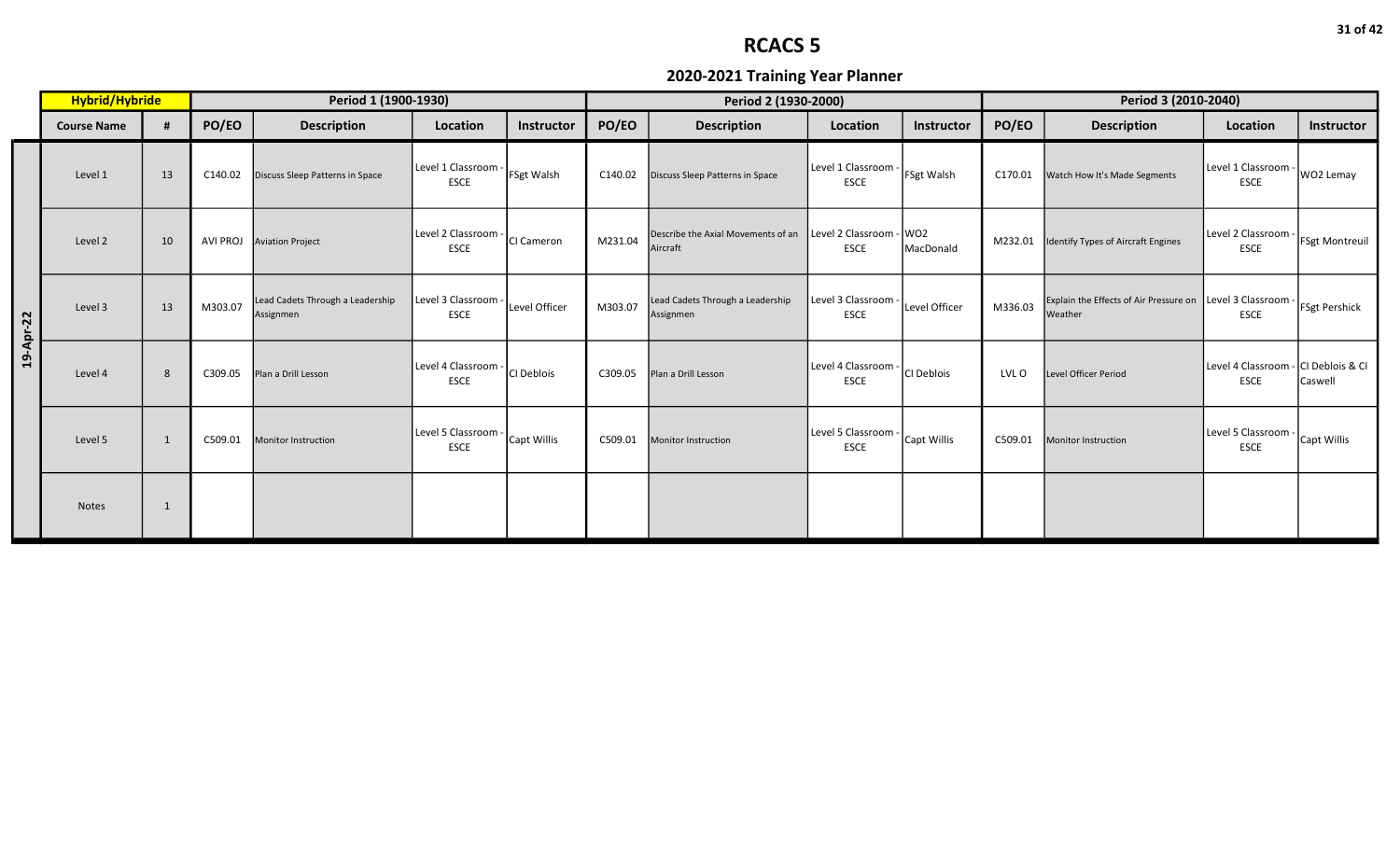# RCACS 5

## 2020-2021 Training Year Planner

| | Hybrid/Hybride | | Period 1 (1900-1930) | | | | Period 2 (1930-2000) | | | | Period 3 (2010-2040) | | | |
|---|---|---|---|---|---|---|---|---|---|---|---|---|---|---|
| | Course Name | # | PO/EO | Description | Location | Instructor | PO/EO | Description | Location | Instructor | PO/EO | Description | Location | Instructor |
| 19-Apr-22 | Level 1 | 13 | C140.02 | Discuss Sleep Patterns in Space | Level 1 Classroom - ESCE | FSgt Walsh | C140.02 | Discuss Sleep Patterns in Space | Level 1 Classroom - ESCE | FSgt Walsh | C170.01 | Watch How It's Made Segments | Level 1 Classroom - ESCE | WO2 Lemay |
| | Level 2 | 10 | AVI PROJ | Aviation Project | Level 2 Classroom - ESCE | CI Cameron | M231.04 | Describe the Axial Movements of an Aircraft | Level 2 Classroom - ESCE | WO2 MacDonald | M232.01 | Identify Types of Aircraft Engines | Level 2 Classroom - ESCE | FSgt Montreuil |
| | Level 3 | 13 | M303.07 | Lead Cadets Through a Leadership Assignmen | Level 3 Classroom - ESCE | Level Officer | M303.07 | Lead Cadets Through a Leadership Assignmen | Level 3 Classroom - ESCE | Level Officer | M336.03 | Explain the Effects of Air Pressure on Weather | Level 3 Classroom - ESCE | FSgt Pershick |
| | Level 4 | 8 | C309.05 | Plan a Drill Lesson | Level 4 Classroom - ESCE | CI Deblois | C309.05 | Plan a Drill Lesson | Level 4 Classroom - ESCE | CI Deblois | LVL O | Level Officer Period | Level 4 Classroom - ESCE | CI Deblois & CI Caswell |
| | Level 5 | 1 | C509.01 | Monitor Instruction | Level 5 Classroom - ESCE | Capt Willis | C509.01 | Monitor Instruction | Level 5 Classroom - ESCE | Capt Willis | C509.01 | Monitor Instruction | Level 5 Classroom - ESCE | Capt Willis |
| | Notes | 1 | | | | | | | | | | | | |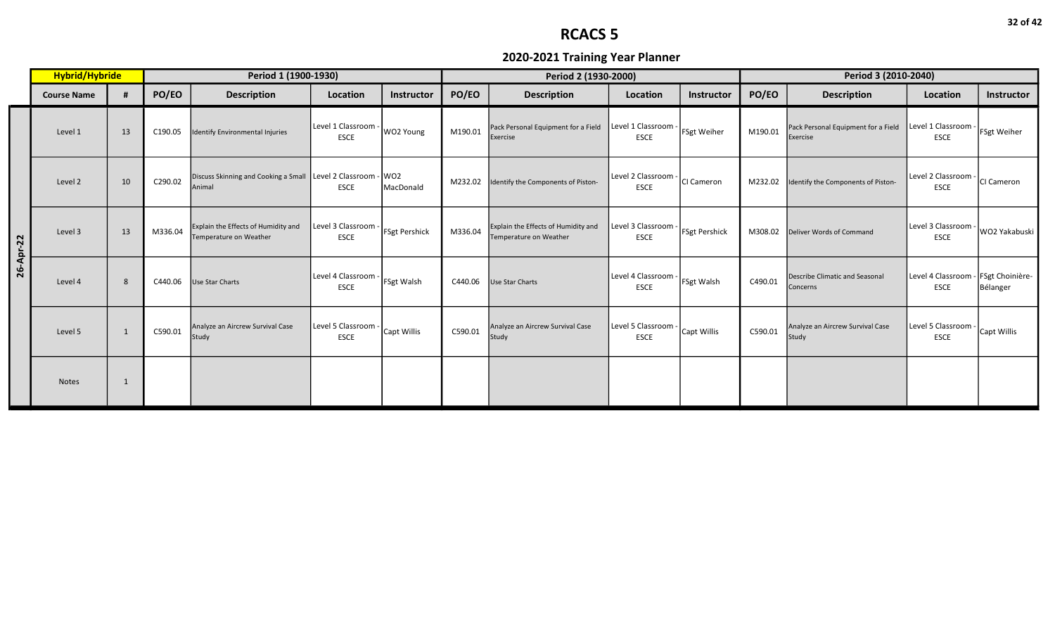# RCACS 5

## 2020-2021 Training Year Planner

| | Hybrid/Hybride | | Period 1 (1900-1930) | | | | Period 2 (1930-2000) | | | | Period 3 (2010-2040) | | | |
|---|---|---|---|---|---|---|---|---|---|---|---|---|---|---|
| | **Course Name** | **#** | **PO/EO** | **Description** | **Location** | **Instructor** | **PO/EO** | **Description** | **Location** | **Instructor** | **PO/EO** | **Description** | **Location** | **Instructor** |
| 26-Apr-22 | Level 1 | 13 | C190.05 | Identify Environmental Injuries | Level 1 Classroom - ESCE | WO2 Young | M190.01 | Pack Personal Equipment for a Field Exercise | Level 1 Classroom - ESCE | FSgt Weiher | M190.01 | Pack Personal Equipment for a Field Exercise | Level 1 Classroom - ESCE | FSgt Weiher |
| | Level 2 | 10 | C290.02 | Discuss Skinning and Cooking a Small Animal | Level 2 Classroom - ESCE | WO2 MacDonald | M232.02 | Identify the Components of Piston- | Level 2 Classroom - ESCE | CI Cameron | M232.02 | Identify the Components of Piston- | Level 2 Classroom - ESCE | CI Cameron |
| | Level 3 | 13 | M336.04 | Explain the Effects of Humidity and Temperature on Weather | Level 3 Classroom - ESCE | FSgt Pershick | M336.04 | Explain the Effects of Humidity and Temperature on Weather | Level 3 Classroom - ESCE | FSgt Pershick | M308.02 | Deliver Words of Command | Level 3 Classroom - ESCE | WO2 Yakabuski |
| | Level 4 | 8 | C440.06 | Use Star Charts | Level 4 Classroom - ESCE | FSgt Walsh | C440.06 | Use Star Charts | Level 4 Classroom - ESCE | FSgt Walsh | C490.01 | Describe Climatic and Seasonal Concerns | Level 4 Classroom - ESCE | FSgt Choinière-Bélanger |
| | Level 5 | 1 | C590.01 | Analyze an Aircrew Survival Case Study | Level 5 Classroom - ESCE | Capt Willis | C590.01 | Analyze an Aircrew Survival Case Study | Level 5 Classroom - ESCE | Capt Willis | C590.01 | Analyze an Aircrew Survival Case Study | Level 5 Classroom - ESCE | Capt Willis |
| | Notes | 1 | | | | | | | | | | | | |